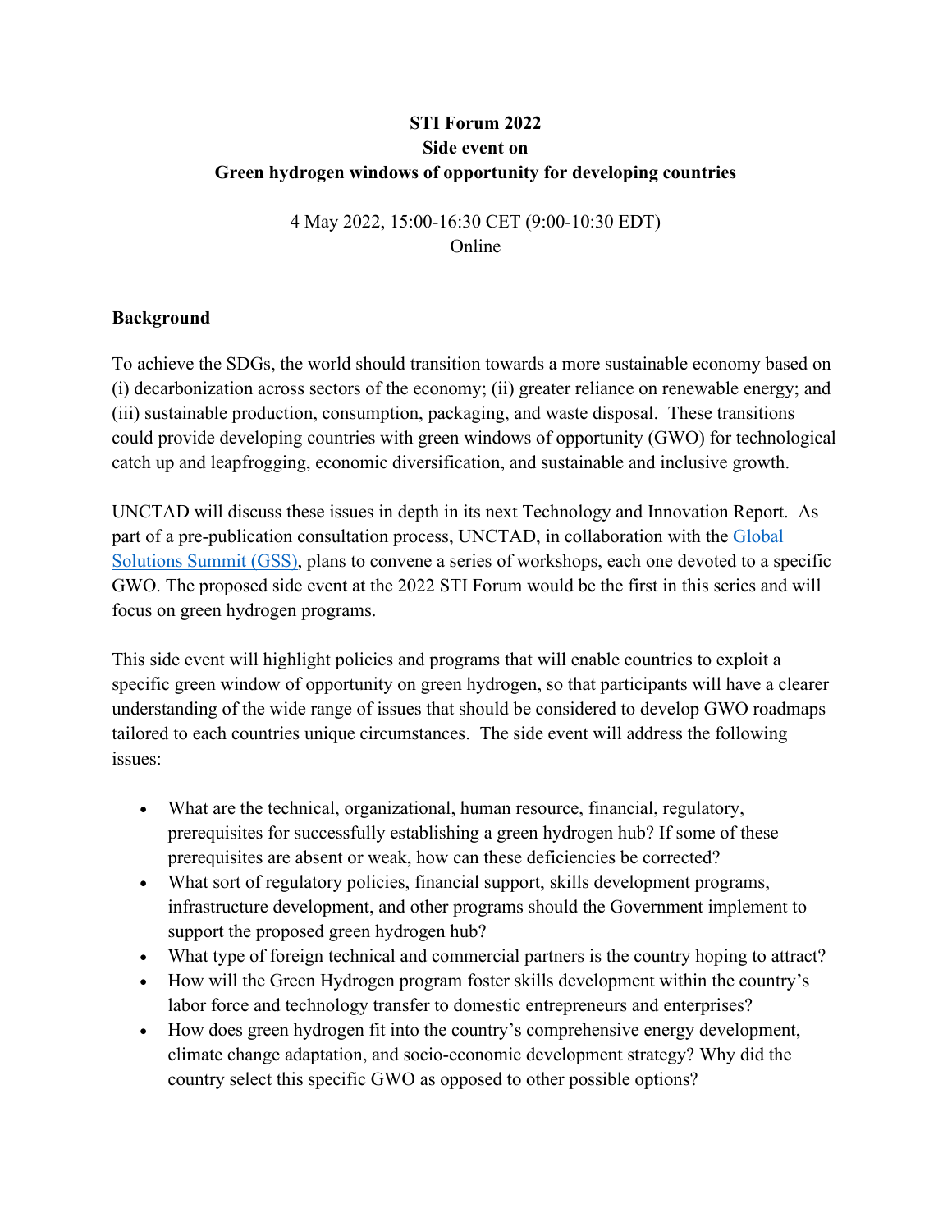# STI Forum 2022
## Side event on
## Green hydrogen windows of opportunity for developing countries

4 May 2022, 15:00-16:30 CET (9:00-10:30 EDT)
Online

### Background

To achieve the SDGs, the world should transition towards a more sustainable economy based on (i) decarbonization across sectors of the economy; (ii) greater reliance on renewable energy; and (iii) sustainable production, consumption, packaging, and waste disposal. These transitions could provide developing countries with green windows of opportunity (GWO) for technological catch up and leapfrogging, economic diversification, and sustainable and inclusive growth.

UNCTAD will discuss these issues in depth in its next Technology and Innovation Report. As part of a pre-publication consultation process, UNCTAD, in collaboration with the Global Solutions Summit (GSS), plans to convene a series of workshops, each one devoted to a specific GWO. The proposed side event at the 2022 STI Forum would be the first in this series and will focus on green hydrogen programs.

This side event will highlight policies and programs that will enable countries to exploit a specific green window of opportunity on green hydrogen, so that participants will have a clearer understanding of the wide range of issues that should be considered to develop GWO roadmaps tailored to each countries unique circumstances. The side event will address the following issues:

- What are the technical, organizational, human resource, financial, regulatory, prerequisites for successfully establishing a green hydrogen hub? If some of these prerequisites are absent or weak, how can these deficiencies be corrected?
- What sort of regulatory policies, financial support, skills development programs, infrastructure development, and other programs should the Government implement to support the proposed green hydrogen hub?
- What type of foreign technical and commercial partners is the country hoping to attract?
- How will the Green Hydrogen program foster skills development within the country's labor force and technology transfer to domestic entrepreneurs and enterprises?
- How does green hydrogen fit into the country's comprehensive energy development, climate change adaptation, and socio-economic development strategy? Why did the country select this specific GWO as opposed to other possible options?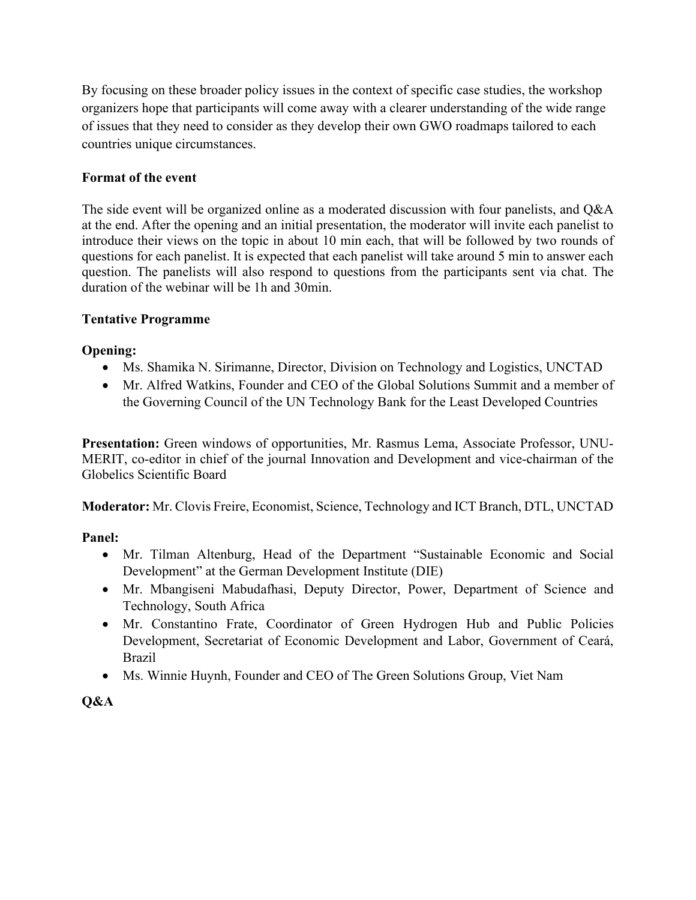By focusing on these broader policy issues in the context of specific case studies, the workshop organizers hope that participants will come away with a clearer understanding of the wide range of issues that they need to consider as they develop their own GWO roadmaps tailored to each countries unique circumstances.

**Format of the event**

The side event will be organized online as a moderated discussion with four panelists, and Q&A at the end. After the opening and an initial presentation, the moderator will invite each panelist to introduce their views on the topic in about 10 min each, that will be followed by two rounds of questions for each panelist. It is expected that each panelist will take around 5 min to answer each question. The panelists will also respond to questions from the participants sent via chat. The duration of the webinar will be 1h and 30min.

**Tentative Programme**

**Opening:**

- Ms. Shamika N. Sirimanne, Director, Division on Technology and Logistics, UNCTAD
- Mr. Alfred Watkins, Founder and CEO of the Global Solutions Summit and a member of the Governing Council of the UN Technology Bank for the Least Developed Countries

**Presentation:** Green windows of opportunities, Mr. Rasmus Lema, Associate Professor, UNU-MERIT, co-editor in chief of the journal Innovation and Development and vice-chairman of the Globelics Scientific Board

**Moderator:** Mr. Clovis Freire, Economist, Science, Technology and ICT Branch, DTL, UNCTAD

**Panel:**

- Mr. Tilman Altenburg, Head of the Department "Sustainable Economic and Social Development" at the German Development Institute (DIE)
- Mr. Mbangiseni Mabudafhasi, Deputy Director, Power, Department of Science and Technology, South Africa
- Mr. Constantino Frate, Coordinator of Green Hydrogen Hub and Public Policies Development, Secretariat of Economic Development and Labor, Government of Ceará, Brazil
- Ms. Winnie Huynh, Founder and CEO of The Green Solutions Group, Viet Nam

**Q&A**